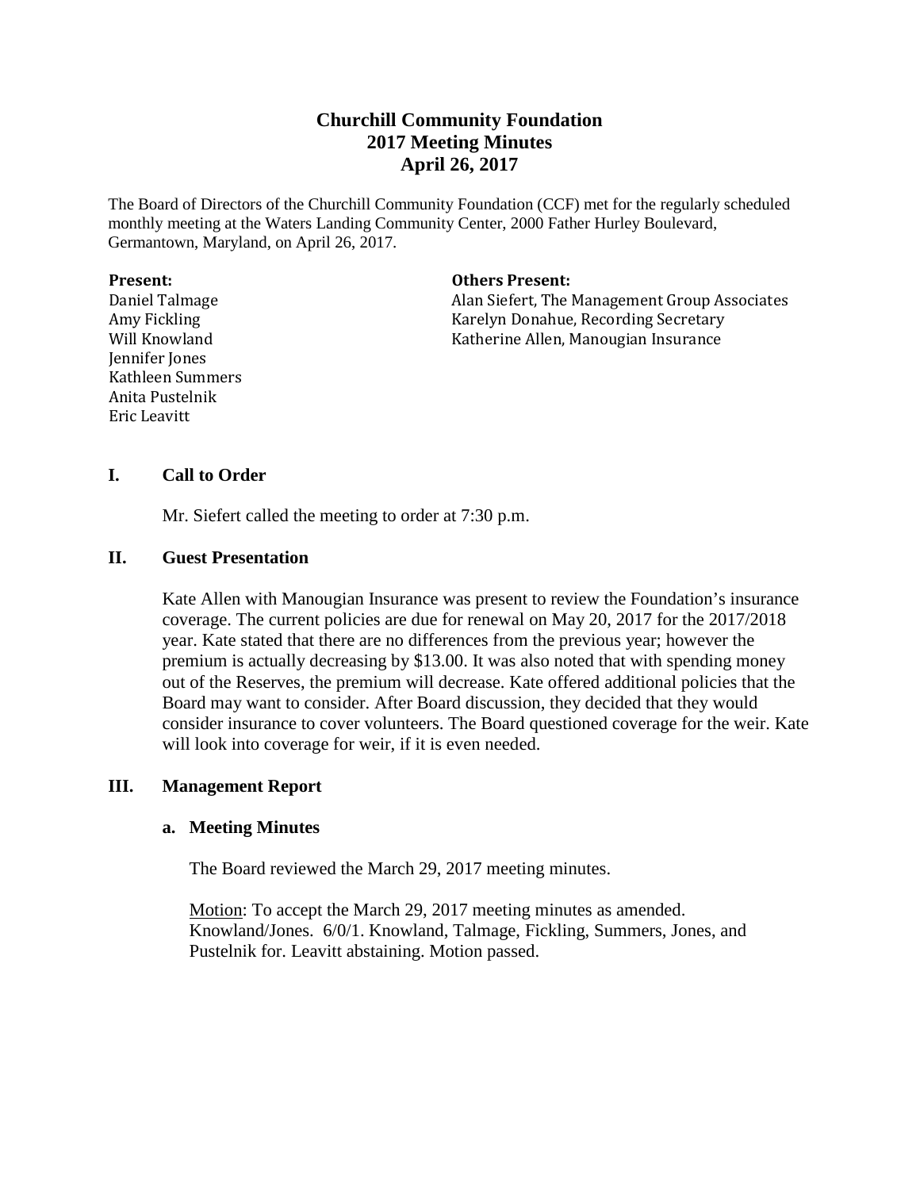# Churchill Community Foundation
## 2017 Meeting Minutes
## April 26, 2017

The Board of Directors of the Churchill Community Foundation (CCF) met for the regularly scheduled monthly meeting at the Waters Landing Community Center, 2000 Father Hurley Boulevard, Germantown, Maryland, on April 26, 2017.

**Present:**
Daniel Talmage
Amy Fickling
Will Knowland
Jennifer Jones
Kathleen Summers
Anita Pustelnik
Eric Leavitt

**Others Present:**
Alan Siefert, The Management Group Associates
Karelyn Donahue, Recording Secretary
Katherine Allen, Manougian Insurance

### I. Call to Order

Mr. Siefert called the meeting to order at 7:30 p.m.

### II. Guest Presentation

Kate Allen with Manougian Insurance was present to review the Foundation's insurance coverage. The current policies are due for renewal on May 20, 2017 for the 2017/2018 year. Kate stated that there are no differences from the previous year; however the premium is actually decreasing by $13.00. It was also noted that with spending money out of the Reserves, the premium will decrease. Kate offered additional policies that the Board may want to consider. After Board discussion, they decided that they would consider insurance to cover volunteers. The Board questioned coverage for the weir. Kate will look into coverage for weir, if it is even needed.

### III. Management Report

**a. Meeting Minutes**

The Board reviewed the March 29, 2017 meeting minutes.

<u>Motion</u>: To accept the March 29, 2017 meeting minutes as amended. Knowland/Jones. 6/0/1. Knowland, Talmage, Fickling, Summers, Jones, and Pustelnik for. Leavitt abstaining. Motion passed.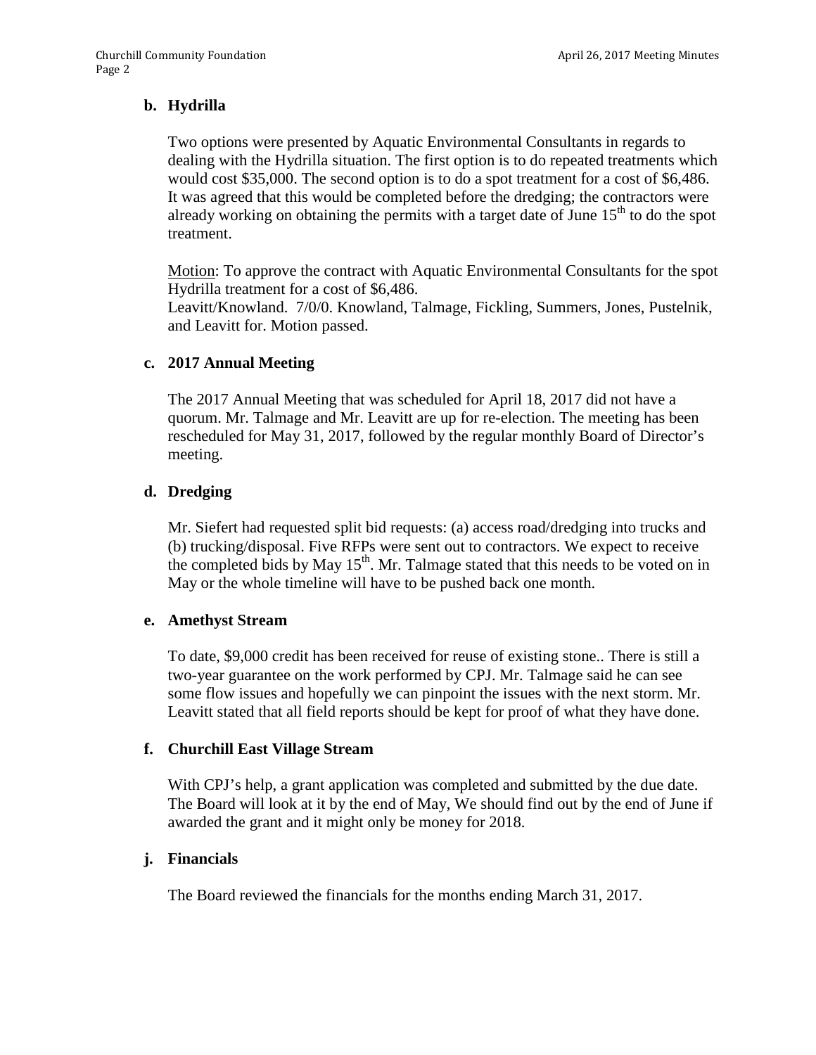### b. Hydrilla

Two options were presented by Aquatic Environmental Consultants in regards to dealing with the Hydrilla situation. The first option is to do repeated treatments which would cost $35,000. The second option is to do a spot treatment for a cost of $6,486. It was agreed that this would be completed before the dredging; the contractors were already working on obtaining the permits with a target date of June 15th to do the spot treatment.

Motion: To approve the contract with Aquatic Environmental Consultants for the spot Hydrilla treatment for a cost of $6,486.
Leavitt/Knowland. 7/0/0. Knowland, Talmage, Fickling, Summers, Jones, Pustelnik, and Leavitt for. Motion passed.

### c. 2017 Annual Meeting

The 2017 Annual Meeting that was scheduled for April 18, 2017 did not have a quorum. Mr. Talmage and Mr. Leavitt are up for re-election. The meeting has been rescheduled for May 31, 2017, followed by the regular monthly Board of Director's meeting.

### d. Dredging

Mr. Siefert had requested split bid requests: (a) access road/dredging into trucks and (b) trucking/disposal. Five RFPs were sent out to contractors. We expect to receive the completed bids by May 15th. Mr. Talmage stated that this needs to be voted on in May or the whole timeline will have to be pushed back one month.

### e. Amethyst Stream

To date, $9,000 credit has been received for reuse of existing stone.. There is still a two-year guarantee on the work performed by CPJ. Mr. Talmage said he can see some flow issues and hopefully we can pinpoint the issues with the next storm. Mr. Leavitt stated that all field reports should be kept for proof of what they have done.

### f. Churchill East Village Stream

With CPJ's help, a grant application was completed and submitted by the due date. The Board will look at it by the end of May, We should find out by the end of June if awarded the grant and it might only be money for 2018.

### j. Financials

The Board reviewed the financials for the months ending March 31, 2017.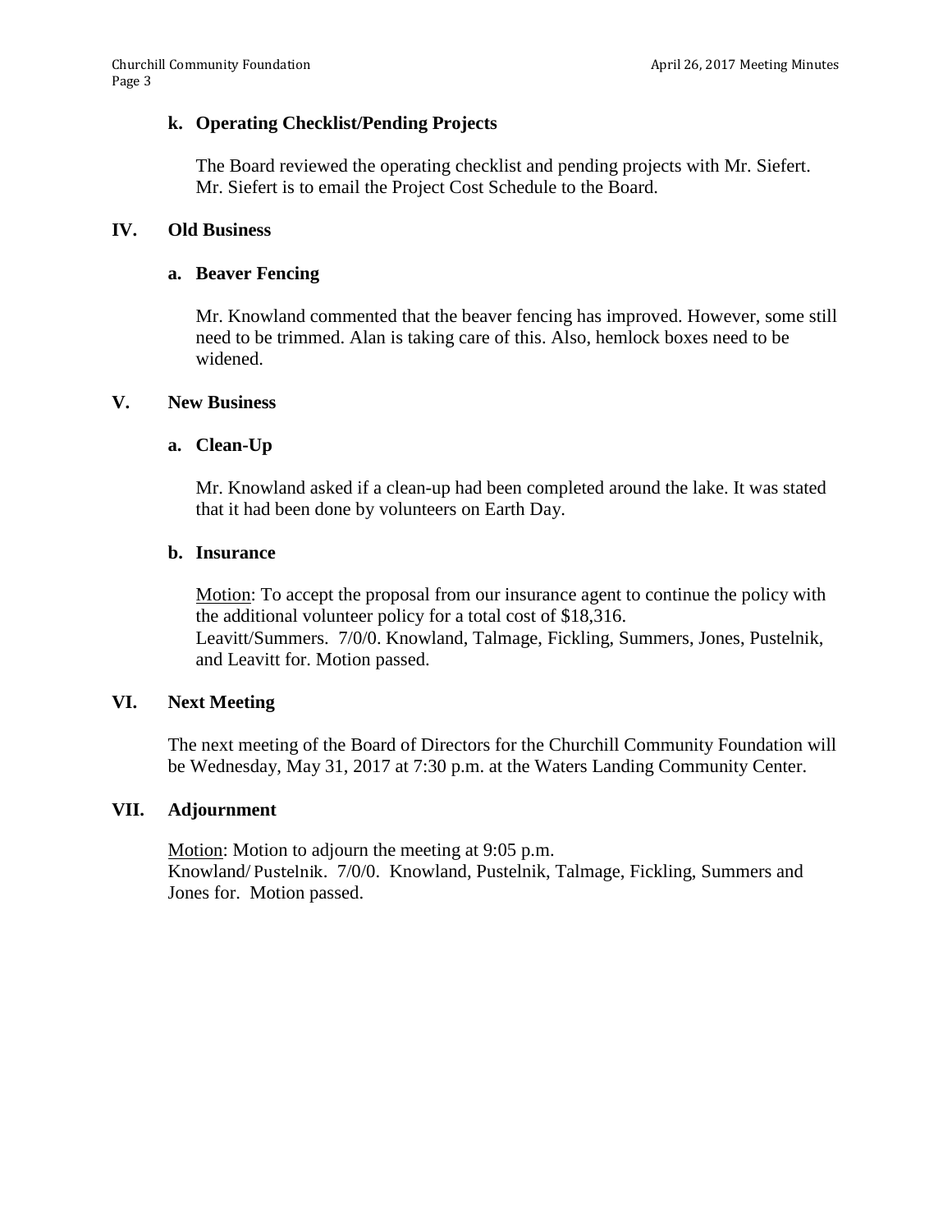### k. Operating Checklist/Pending Projects

The Board reviewed the operating checklist and pending projects with Mr. Siefert. Mr. Siefert is to email the Project Cost Schedule to the Board.

## IV. Old Business

### a. Beaver Fencing

Mr. Knowland commented that the beaver fencing has improved. However, some still need to be trimmed. Alan is taking care of this. Also, hemlock boxes need to be widened.

## V. New Business

### a. Clean-Up

Mr. Knowland asked if a clean-up had been completed around the lake. It was stated that it had been done by volunteers on Earth Day.

### b. Insurance

Motion: To accept the proposal from our insurance agent to continue the policy with the additional volunteer policy for a total cost of $18,316.
Leavitt/Summers. 7/0/0. Knowland, Talmage, Fickling, Summers, Jones, Pustelnik, and Leavitt for. Motion passed.

## VI. Next Meeting

The next meeting of the Board of Directors for the Churchill Community Foundation will be Wednesday, May 31, 2017 at 7:30 p.m. at the Waters Landing Community Center.

## VII. Adjournment

Motion: Motion to adjourn the meeting at 9:05 p.m.
Knowland/ Pustelnik. 7/0/0. Knowland, Pustelnik, Talmage, Fickling, Summers and Jones for. Motion passed.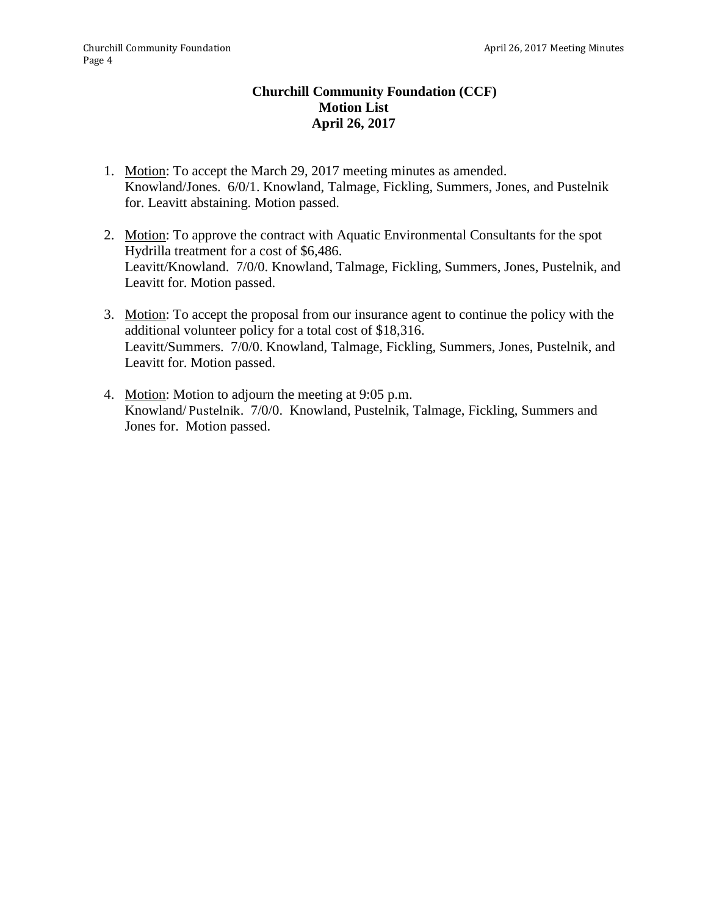# Churchill Community Foundation (CCF)
## Motion List
## April 26, 2017

1. Motion: To accept the March 29, 2017 meeting minutes as amended.
   Knowland/Jones. 6/0/1. Knowland, Talmage, Fickling, Summers, Jones, and Pustelnik for. Leavitt abstaining. Motion passed.

2. Motion: To approve the contract with Aquatic Environmental Consultants for the spot Hydrilla treatment for a cost of $6,486.
   Leavitt/Knowland. 7/0/0. Knowland, Talmage, Fickling, Summers, Jones, Pustelnik, and Leavitt for. Motion passed.

3. Motion: To accept the proposal from our insurance agent to continue the policy with the additional volunteer policy for a total cost of $18,316.
   Leavitt/Summers. 7/0/0. Knowland, Talmage, Fickling, Summers, Jones, Pustelnik, and Leavitt for. Motion passed.

4. Motion: Motion to adjourn the meeting at 9:05 p.m.
   Knowland/ Pustelnik. 7/0/0. Knowland, Pustelnik, Talmage, Fickling, Summers and Jones for. Motion passed.